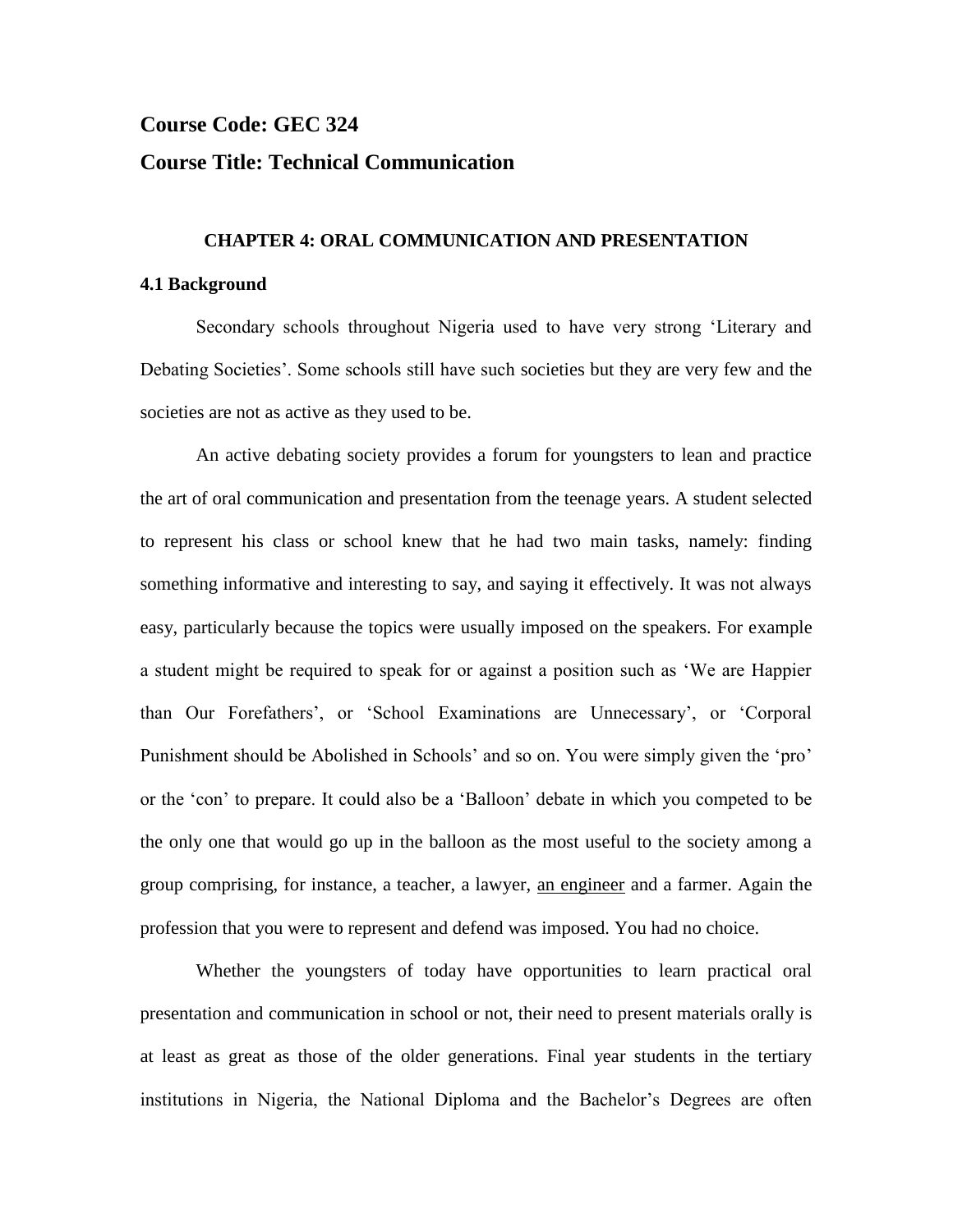**Course Code: GEC 324**

**Course Title: Technical Communication**

## CHAPTER 4: ORAL COMMUNICATION AND PRESENTATION

### 4.1 Background

Secondary schools throughout Nigeria used to have very strong 'Literary and Debating Societies'. Some schools still have such societies but they are very few and the societies are not as active as they used to be.

An active debating society provides a forum for youngsters to lean and practice the art of oral communication and presentation from the teenage years. A student selected to represent his class or school knew that he had two main tasks, namely: finding something informative and interesting to say, and saying it effectively. It was not always easy, particularly because the topics were usually imposed on the speakers. For example a student might be required to speak for or against a position such as 'We are Happier than Our Forefathers', or 'School Examinations are Unnecessary', or 'Corporal Punishment should be Abolished in Schools' and so on. You were simply given the 'pro' or the 'con' to prepare. It could also be a 'Balloon' debate in which you competed to be the only one that would go up in the balloon as the most useful to the society among a group comprising, for instance, a teacher, a lawyer, <u>an engineer</u> and a farmer. Again the profession that you were to represent and defend was imposed. You had no choice.

Whether the youngsters of today have opportunities to learn practical oral presentation and communication in school or not, their need to present materials orally is at least as great as those of the older generations. Final year students in the tertiary institutions in Nigeria, the National Diploma and the Bachelor's Degrees are often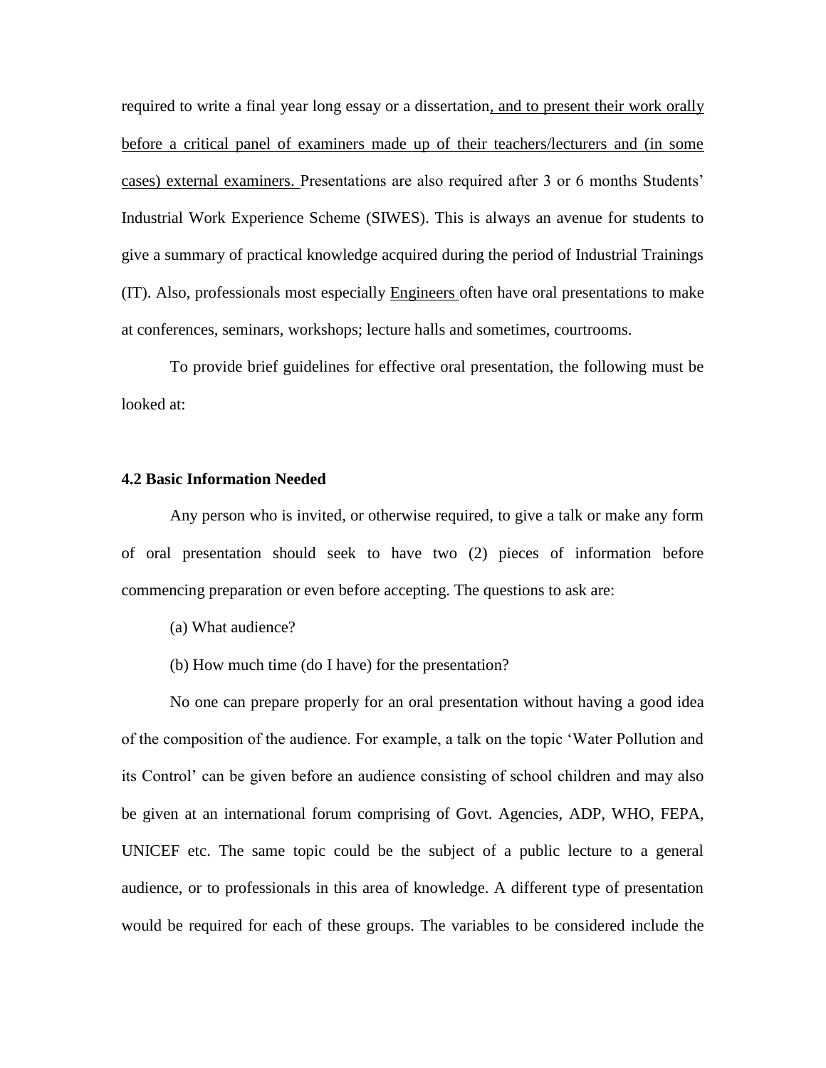required to write a final year long essay or a dissertation, and to present their work orally before a critical panel of examiners made up of their teachers/lecturers and (in some cases) external examiners. Presentations are also required after 3 or 6 months Students' Industrial Work Experience Scheme (SIWES). This is always an avenue for students to give a summary of practical knowledge acquired during the period of Industrial Trainings (IT). Also, professionals most especially Engineers often have oral presentations to make at conferences, seminars, workshops; lecture halls and sometimes, courtrooms.

To provide brief guidelines for effective oral presentation, the following must be looked at:

### 4.2 Basic Information Needed

Any person who is invited, or otherwise required, to give a talk or make any form of oral presentation should seek to have two (2) pieces of information before commencing preparation or even before accepting. The questions to ask are:

(a) What audience?

(b) How much time (do I have) for the presentation?

No one can prepare properly for an oral presentation without having a good idea of the composition of the audience. For example, a talk on the topic 'Water Pollution and its Control' can be given before an audience consisting of school children and may also be given at an international forum comprising of Govt. Agencies, ADP, WHO, FEPA, UNICEF etc. The same topic could be the subject of a public lecture to a general audience, or to professionals in this area of knowledge. A different type of presentation would be required for each of these groups. The variables to be considered include the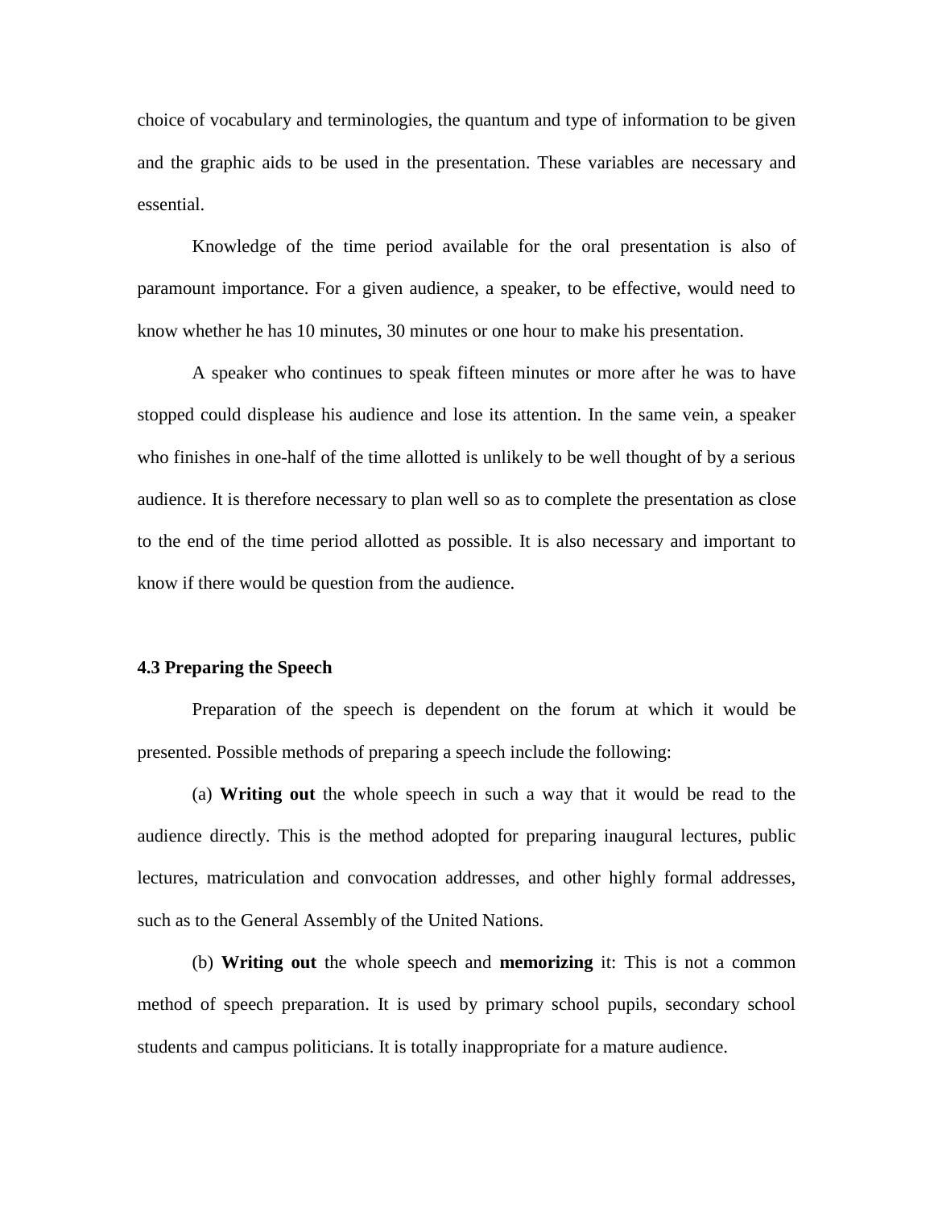choice of vocabulary and terminologies, the quantum and type of information to be given and the graphic aids to be used in the presentation. These variables are necessary and essential.

Knowledge of the time period available for the oral presentation is also of paramount importance. For a given audience, a speaker, to be effective, would need to know whether he has 10 minutes, 30 minutes or one hour to make his presentation.

A speaker who continues to speak fifteen minutes or more after he was to have stopped could displease his audience and lose its attention. In the same vein, a speaker who finishes in one-half of the time allotted is unlikely to be well thought of by a serious audience. It is therefore necessary to plan well so as to complete the presentation as close to the end of the time period allotted as possible. It is also necessary and important to know if there would be question from the audience.

### 4.3 Preparing the Speech

Preparation of the speech is dependent on the forum at which it would be presented. Possible methods of preparing a speech include the following:

(a) **Writing out** the whole speech in such a way that it would be read to the audience directly. This is the method adopted for preparing inaugural lectures, public lectures, matriculation and convocation addresses, and other highly formal addresses, such as to the General Assembly of the United Nations.

(b) **Writing out** the whole speech and **memorizing** it: This is not a common method of speech preparation. It is used by primary school pupils, secondary school students and campus politicians. It is totally inappropriate for a mature audience.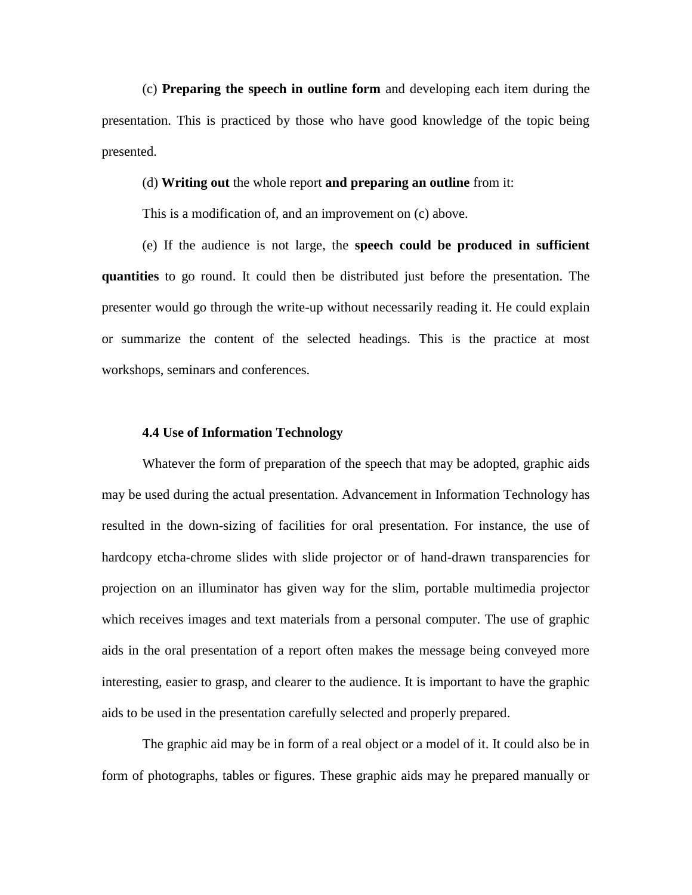(c) **Preparing the speech in outline form** and developing each item during the presentation. This is practiced by those who have good knowledge of the topic being presented.

(d) **Writing out** the whole report **and preparing an outline** from it:

This is a modification of, and an improvement on (c) above.

(e) If the audience is not large, the **speech could be produced in sufficient quantities** to go round. It could then be distributed just before the presentation. The presenter would go through the write-up without necessarily reading it. He could explain or summarize the content of the selected headings. This is the practice at most workshops, seminars and conferences.

### 4.4 Use of Information Technology

Whatever the form of preparation of the speech that may be adopted, graphic aids may be used during the actual presentation. Advancement in Information Technology has resulted in the down-sizing of facilities for oral presentation. For instance, the use of hardcopy etcha-chrome slides with slide projector or of hand-drawn transparencies for projection on an illuminator has given way for the slim, portable multimedia projector which receives images and text materials from a personal computer. The use of graphic aids in the oral presentation of a report often makes the message being conveyed more interesting, easier to grasp, and clearer to the audience. It is important to have the graphic aids to be used in the presentation carefully selected and properly prepared.

The graphic aid may be in form of a real object or a model of it. It could also be in form of photographs, tables or figures. These graphic aids may he prepared manually or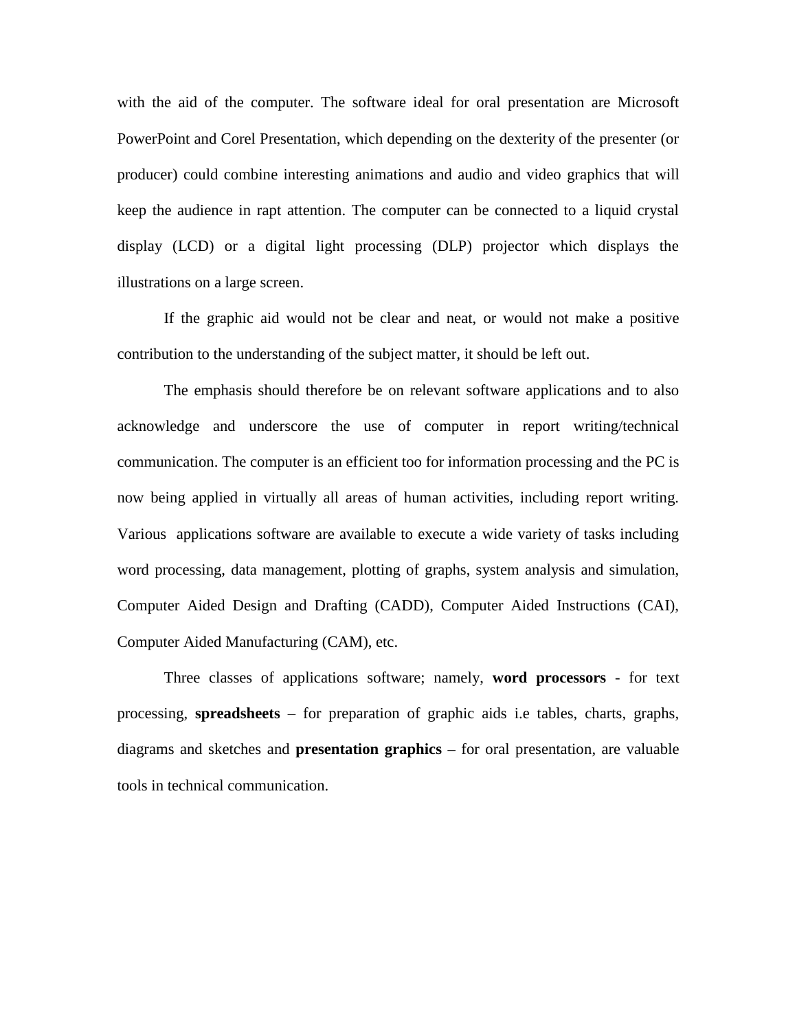with the aid of the computer. The software ideal for oral presentation are Microsoft PowerPoint and Corel Presentation, which depending on the dexterity of the presenter (or producer) could combine interesting animations and audio and video graphics that will keep the audience in rapt attention. The computer can be connected to a liquid crystal display (LCD) or a digital light processing (DLP) projector which displays the illustrations on a large screen.

If the graphic aid would not be clear and neat, or would not make a positive contribution to the understanding of the subject matter, it should be left out.

The emphasis should therefore be on relevant software applications and to also acknowledge and underscore the use of computer in report writing/technical communication. The computer is an efficient too for information processing and the PC is now being applied in virtually all areas of human activities, including report writing. Various applications software are available to execute a wide variety of tasks including word processing, data management, plotting of graphs, system analysis and simulation, Computer Aided Design and Drafting (CADD), Computer Aided Instructions (CAI), Computer Aided Manufacturing (CAM), etc.

Three classes of applications software; namely, **word processors** - for text processing, **spreadsheets** – for preparation of graphic aids i.e tables, charts, graphs, diagrams and sketches and **presentation graphics –** for oral presentation, are valuable tools in technical communication.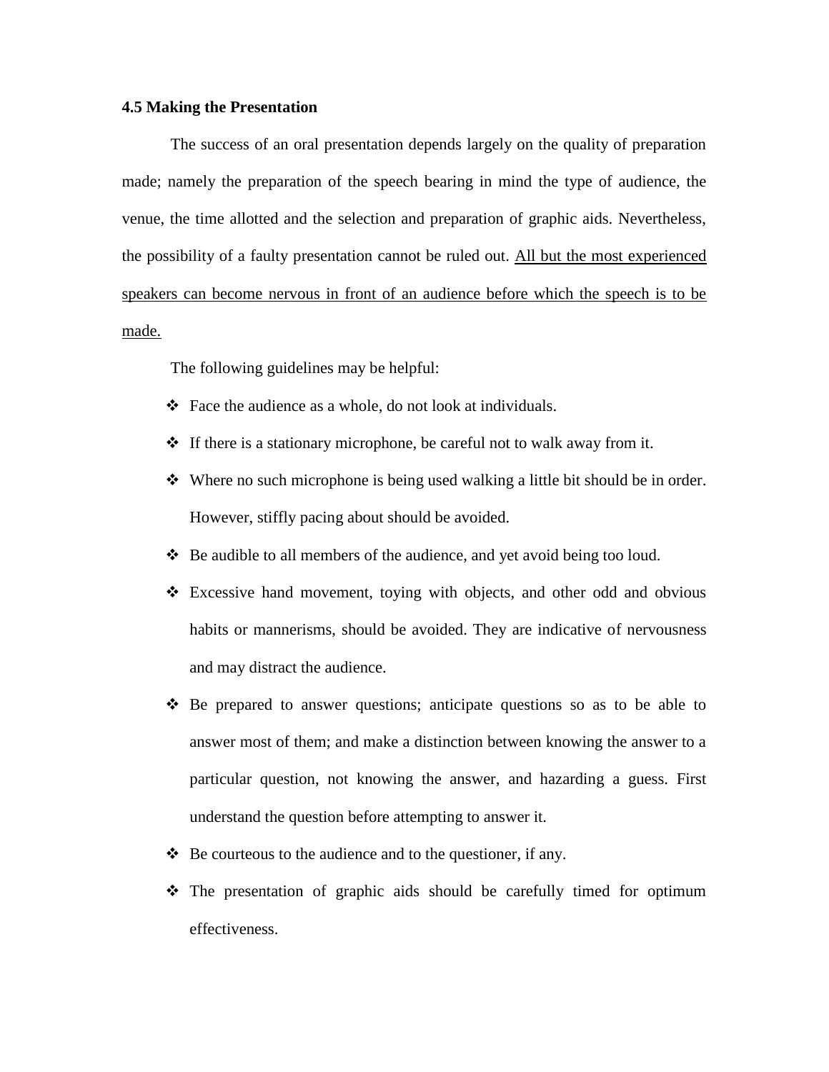### 4.5 Making the Presentation

The success of an oral presentation depends largely on the quality of preparation made; namely the preparation of the speech bearing in mind the type of audience, the venue, the time allotted and the selection and preparation of graphic aids. Nevertheless, the possibility of a faulty presentation cannot be ruled out. <u>All but the most experienced speakers can become nervous in front of an audience before which the speech is to be made.</u>

The following guidelines may be helpful:

- Face the audience as a whole, do not look at individuals.
- If there is a stationary microphone, be careful not to walk away from it.
- Where no such microphone is being used walking a little bit should be in order. However, stiffly pacing about should be avoided.
- Be audible to all members of the audience, and yet avoid being too loud.
- Excessive hand movement, toying with objects, and other odd and obvious habits or mannerisms, should be avoided. They are indicative of nervousness and may distract the audience.
- Be prepared to answer questions; anticipate questions so as to be able to answer most of them; and make a distinction between knowing the answer to a particular question, not knowing the answer, and hazarding a guess. First understand the question before attempting to answer it.
- Be courteous to the audience and to the questioner, if any.
- The presentation of graphic aids should be carefully timed for optimum effectiveness.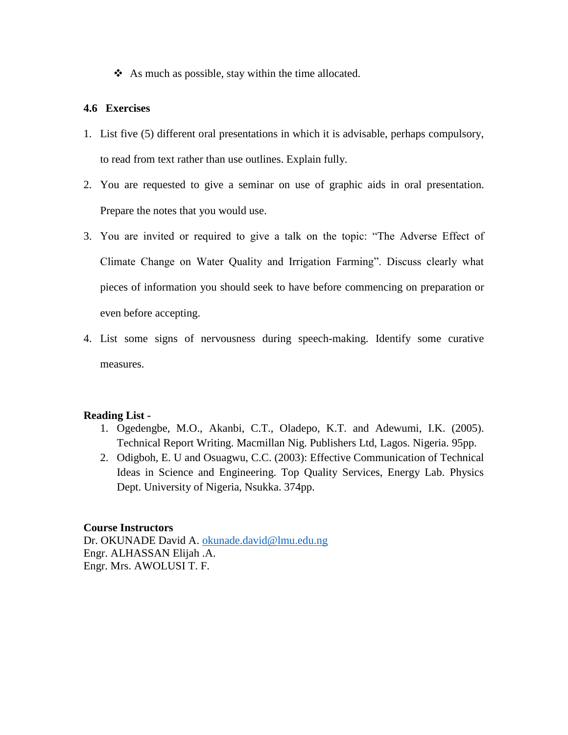- As much as possible, stay within the time allocated.

### 4.6 Exercises

1. List five (5) different oral presentations in which it is advisable, perhaps compulsory, to read from text rather than use outlines. Explain fully.
2. You are requested to give a seminar on use of graphic aids in oral presentation. Prepare the notes that you would use.
3. You are invited or required to give a talk on the topic: "The Adverse Effect of Climate Change on Water Quality and Irrigation Farming". Discuss clearly what pieces of information you should seek to have before commencing on preparation or even before accepting.
4. List some signs of nervousness during speech-making. Identify some curative measures.

**Reading List -**

1. Ogedengbe, M.O., Akanbi, C.T., Oladepo, K.T. and Adewumi, I.K. (2005). Technical Report Writing. Macmillan Nig. Publishers Ltd, Lagos. Nigeria. 95pp.
2. Odigboh, E. U and Osuagwu, C.C. (2003): Effective Communication of Technical Ideas in Science and Engineering. Top Quality Services, Energy Lab. Physics Dept. University of Nigeria, Nsukka. 374pp.

**Course Instructors**

Dr. OKUNADE David A. okunade.david@lmu.edu.ng
Engr. ALHASSAN Elijah .A.
Engr. Mrs. AWOLUSI T. F.